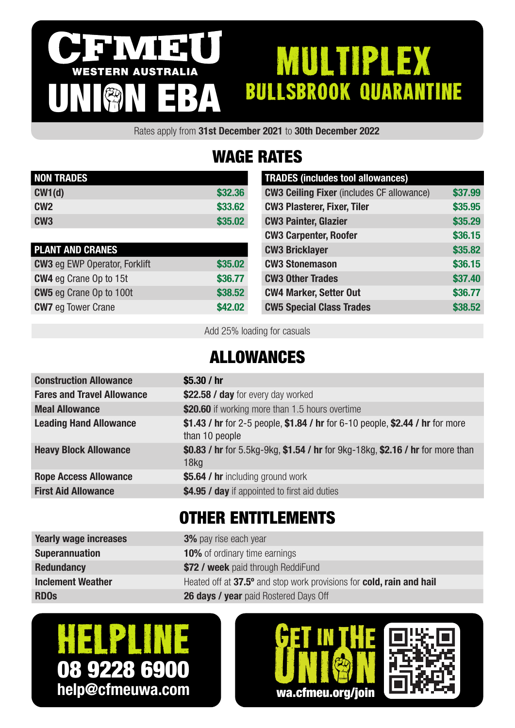# CFMEU WESTERN AUSTRALIA UNION EBA

# MULTIPLEX BULLSBROOK QUARANTINE

Rates apply from **31st December 2021** to **30th December 2022**

## WAGE RATES

| NON TRADES | |
|---|---|
| **CW1(d)** | $32.36 |
| **CW2** | $33.62 |
| **CW3** | $35.02 |

| PLANT AND CRANES | |
|---|---|
| **CW3** eg EWP Operator, Forklift | $35.02 |
| **CW4** eg Crane Op to 15t | $36.77 |
| **CW5** eg Crane Op to 100t | $38.52 |
| **CW7** eg Tower Crane | $42.02 |

| TRADES (includes tool allowances) | |
|---|---|
| **CW3 Ceiling Fixer** (includes CF allowance) | $37.99 |
| **CW3 Plasterer, Fixer, Tiler** | $35.95 |
| **CW3 Painter, Glazier** | $35.29 |
| **CW3 Carpenter, Roofer** | $36.15 |
| **CW3 Bricklayer** | $35.82 |
| **CW3 Stonemason** | $36.15 |
| **CW3 Other Trades** | $37.40 |
| **CW4 Marker, Setter Out** | $36.77 |
| **CW5 Special Class Trades** | $38.52 |

Add 25% loading for casuals

## ALLOWANCES

| | |
|---|---|
| **Construction Allowance** | **$5.30 / hr** |
| **Fares and Travel Allowance** | **$22.58 / day** for every day worked |
| **Meal Allowance** | **$20.60** if working more than 1.5 hours overtime |
| **Leading Hand Allowance** | **$1.43 / hr** for 2-5 people, **$1.84 / hr** for 6-10 people, **$2.44 / hr** for more than 10 people |
| **Heavy Block Allowance** | **$0.83 / hr** for 5.5kg-9kg, **$1.54 / hr** for 9kg-18kg, **$2.16 / hr** for more than 18kg |
| **Rope Access Allowance** | **$5.64 / hr** including ground work |
| **First Aid Allowance** | **$4.95 / day** if appointed to first aid duties |

## OTHER ENTITLEMENTS

| | |
|---|---|
| **Yearly wage increases** | **3%** pay rise each year |
| **Superannuation** | **10%** of ordinary time earnings |
| **Redundancy** | **$72 / week** paid through ReddiFund |
| **Inclement Weather** | Heated off at **37.5º** and stop work provisions for **cold, rain and hail** |
| **RDOs** | **26 days / year** paid Rostered Days Off |

**HELPLINE**
**08 9228 6900**
**help@cfmeuwa.com**

**GET IN THE UNION**
**wa.cfmeu.org/join**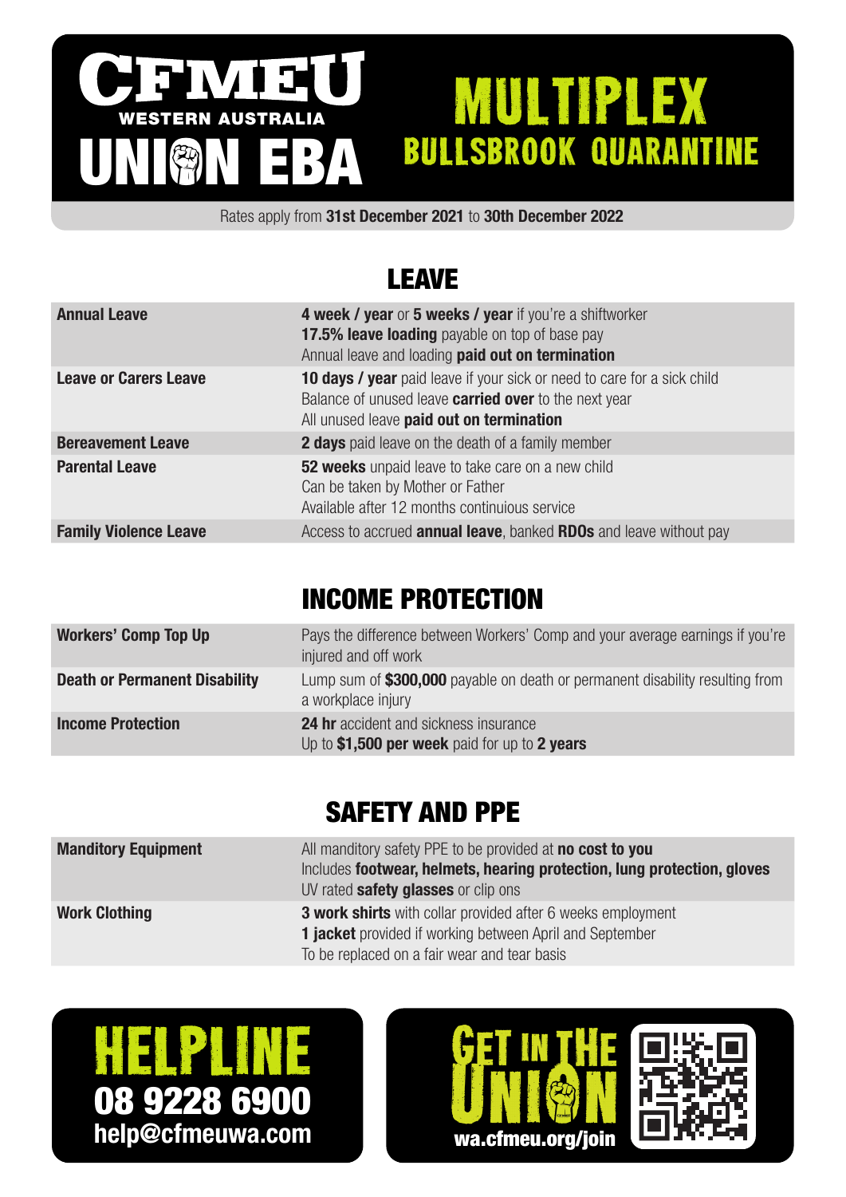# CFMEU WESTERN AUSTRALIA UNION EBA

# MULTIPLEX BULLSBROOK QUARANTINE

Rates apply from **31st December 2021** to **30th December 2022**

## LEAVE

| | |
|---|---|
| **Annual Leave** | **4 week / year** or **5 weeks / year** if you're a shiftworker<br>**17.5% leave loading** payable on top of base pay<br>Annual leave and loading **paid out on termination** |
| **Leave or Carers Leave** | **10 days / year** paid leave if your sick or need to care for a sick child<br>Balance of unused leave **carried over** to the next year<br>All unused leave **paid out on termination** |
| **Bereavement Leave** | **2 days** paid leave on the death of a family member |
| **Parental Leave** | **52 weeks** unpaid leave to take care on a new child<br>Can be taken by Mother or Father<br>Available after 12 months continuious service |
| **Family Violence Leave** | Access to accrued **annual leave**, banked **RDOs** and leave without pay |

## INCOME PROTECTION

| | |
|---|---|
| **Workers' Comp Top Up** | Pays the difference between Workers' Comp and your average earnings if you're injured and off work |
| **Death or Permanent Disability** | Lump sum of **$300,000** payable on death or permanent disability resulting from a workplace injury |
| **Income Protection** | **24 hr** accident and sickness insurance<br>Up to **$1,500 per week** paid for up to **2 years** |

## SAFETY AND PPE

| | |
|---|---|
| **Manditory Equipment** | All manditory safety PPE to be provided at **no cost to you**<br>Includes **footwear, helmets, hearing protection, lung protection, gloves**<br>UV rated **safety glasses** or clip ons |
| **Work Clothing** | **3 work shirts** with collar provided after 6 weeks employment<br>**1 jacket** provided if working between April and September<br>To be replaced on a fair wear and tear basis |

**HELPLINE**
**08 9228 6900**
**help@cfmeuwa.com**

**GET IN THE UNION**
**wa.cfmeu.org/join**